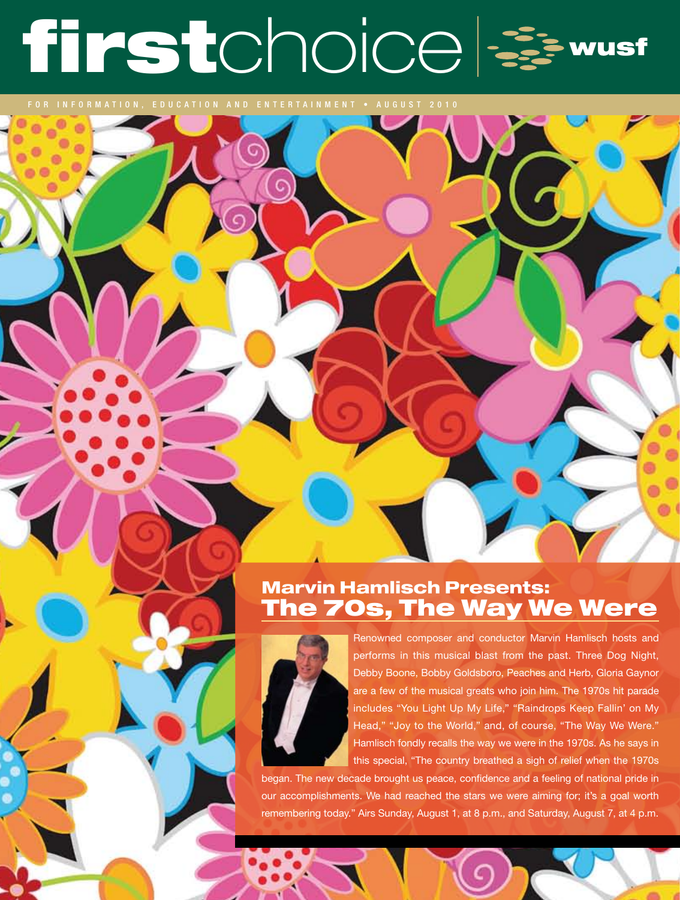# firstchoice | wusf

FOR INFORMATION, EDUCATION AND ENTERTAINMENT • AUGUST 2010

## Marvin Hamlisch Presents: The 70s, The Way We Were

Renowned composer and conductor Marvin Hamlisch hosts and performs in this musical blast from the past. Three Dog Night, Debby Boone, Bobby Goldsboro, Peaches and Herb, Gloria Gaynor are a few of the musical greats who join him. The 1970s hit parade includes "You Light Up My Life," "Raindrops Keep Fallin' on My Head," "Joy to the World," and, of course, "The Way We Were." Hamlisch fondly recalls the way we were in the 1970s. As he says in this special, "The country breathed a sigh of relief when the 1970s began. The new decade brought us peace, confidence and a feeling of national pride in our accomplishments. We had reached the stars we were aiming for; it's a goal worth remembering today." Airs Sunday, August 1, at 8 p.m., and Saturday, August 7, at 4 p.m.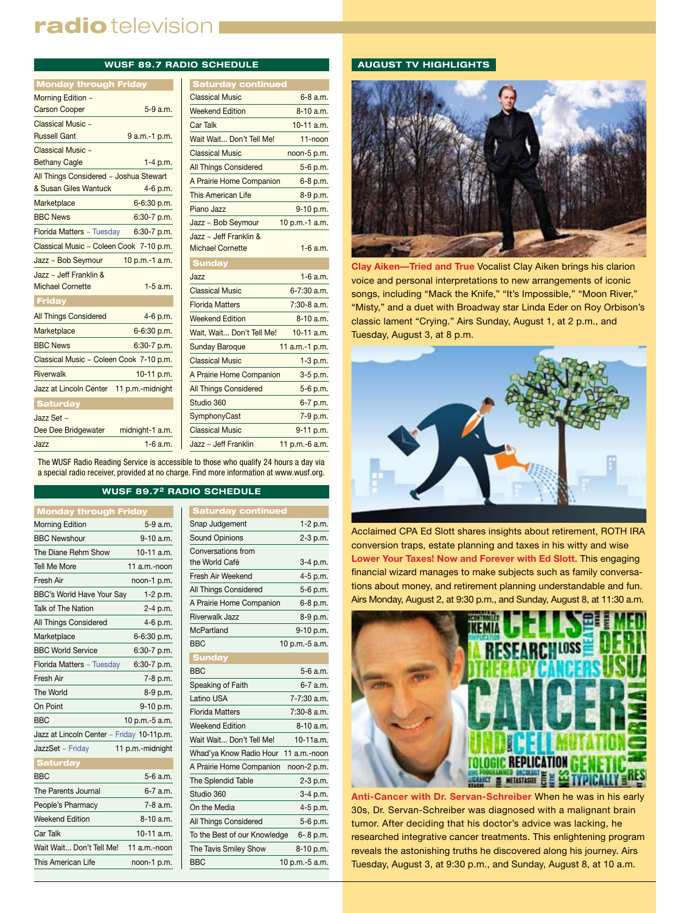# radio television

## WUSF 89.7 RADIO SCHEDULE

| Monday through Friday | |
|---|---|
| Morning Edition ~ Carson Cooper | 5-9 a.m. |
| Classical Music ~ Russell Gant | 9 a.m.-1 p.m. |
| Classical Music ~ Bethany Cagle | 1-4 p.m. |
| All Things Considered ~ Joshua Stewart & Susan Giles Wantuck | 4-6 p.m. |
| Marketplace | 6-6:30 p.m. |
| BBC News | 6:30-7 p.m. |
| Florida Matters ~ Tuesday | 6:30-7 p.m. |
| Classical Music ~ Coleen Cook | 7-10 p.m. |
| Jazz ~ Bob Seymour | 10 p.m.-1 a.m. |
| Jazz ~ Jeff Franklin & Michael Cornette | 1-5 a.m. |
| **Friday** | |
| All Things Considered | 4-6 p.m. |
| Marketplace | 6-6:30 p.m. |
| BBC News | 6:30-7 p.m. |
| Classical Music ~ Coleen Cook | 7-10 p.m. |
| Riverwalk | 10-11 p.m. |
| Jazz at Lincoln Center | 11 p.m.-midnight |
| **Saturday** | |
| Jazz Set ~ Dee Dee Bridgewater | midnight-1 a.m. |
| Jazz | 1-6 a.m. |
| **Saturday continued** | |
| Classical Music | 6-8 a.m. |
| Weekend Edition | 8-10 a.m. |
| Car Talk | 10-11 a.m. |
| Wait Wait... Don't Tell Me! | 11-noon |
| Classical Music | noon-5 p.m. |
| All Things Considered | 5-6 p.m. |
| A Prairie Home Companion | 6-8 p.m. |
| This American Life | 8-9 p.m. |
| Piano Jazz | 9-10 p.m. |
| Jazz ~ Bob Seymour | 10 p.m.-1 a.m. |
| Jazz ~ Jeff Franklin & Michael Cornette | 1-6 a.m. |
| **Sunday** | |
| Jazz | 1-6 a.m. |
| Classical Music | 6-7:30 a.m. |
| Florida Matters | 7:30-8 a.m. |
| Weekend Edition | 8-10 a.m. |
| Wait, Wait... Don't Tell Me! | 10-11 a.m. |
| Sunday Baroque | 11 a.m.-1 p.m. |
| Classical Music | 1-3 p.m. |
| A Prairie Home Companion | 3-5 p.m. |
| All Things Considered | 5-6 p.m. |
| Studio 360 | 6-7 p.m. |
| SymphonyCast | 7-9 p.m. |
| Classical Music | 9-11 p.m. |
| Jazz ~ Jeff Franklin | 11 p.m.-6 a.m. |

The WUSF Radio Reading Service is accessible to those who qualify 24 hours a day via a special radio receiver, provided at no charge. Find more information at www.wusf.org.

## WUSF 89.7² RADIO SCHEDULE

| Monday through Friday | |
|---|---|
| Morning Edition | 5-9 a.m. |
| BBC Newshour | 9-10 a.m. |
| The Diane Rehm Show | 10-11 a.m. |
| Tell Me More | 11 a.m.-noon |
| Fresh Air | noon-1 p.m. |
| BBC's World Have Your Say | 1-2 p.m. |
| Talk of The Nation | 2-4 p.m. |
| All Things Considered | 4-6 p.m. |
| Marketplace | 6-6:30 p.m. |
| BBC World Service | 6:30-7 p.m. |
| Florida Matters ~ Tuesday | 6:30-7 p.m. |
| Fresh Air | 7-8 p.m. |
| The World | 8-9 p.m. |
| On Point | 9-10 p.m. |
| BBC | 10 p.m.-5 a.m. |
| Jazz at Lincoln Center ~ Friday | 10-11p.m. |
| JazzSet ~ Friday | 11 p.m.-midnight |
| **Saturday** | |
| BBC | 5-6 a.m. |
| The Parents Journal | 6-7 a.m. |
| People's Pharmacy | 7-8 a.m. |
| Weekend Edition | 8-10 a.m. |
| Car Talk | 10-11 a.m. |
| Wait Wait... Don't Tell Me! | 11 a.m.-noon |
| This American Life | noon-1 p.m. |
| **Saturday continued** | |
| Snap Judgement | 1-2 p.m. |
| Sound Opinions | 2-3 p.m. |
| Conversations from the World Café | 3-4 p.m. |
| Fresh Air Weekend | 4-5 p.m. |
| All Things Considered | 5-6 p.m. |
| A Prairie Home Companion | 6-8 p.m. |
| Riverwalk Jazz | 8-9 p.m. |
| McPartland | 9-10 p.m. |
| BBC | 10 p.m.-5 a.m. |
| **Sunday** | |
| BBC | 5-6 a.m. |
| Speaking of Faith | 6-7 a.m. |
| Latino USA | 7-7:30 a.m. |
| Florida Matters | 7:30-8 a.m. |
| Weekend Edition | 8-10 a.m. |
| Wait Wait... Don't Tell Me! | 10-11a.m. |
| Whad'ya Know Radio Hour | 11 a.m.-noon |
| A Prairie Home Companion | noon-2 p.m. |
| The Splendid Table | 2-3 p.m. |
| Studio 360 | 3-4 p.m. |
| On the Media | 4-5 p.m. |
| All Things Considered | 5-6 p.m. |
| To the Best of our Knowledge | 6- 8 p.m. |
| The Tavis Smiley Show | 8-10 p.m. |
| BBC | 10 p.m.-5 a.m. |

## AUGUST TV HIGHLIGHTS

**Clay Aiken—Tried and True** Vocalist Clay Aiken brings his clarion voice and personal interpretations to new arrangements of iconic songs, including "Mack the Knife," "It's Impossible," "Moon River," "Misty," and a duet with Broadway star Linda Eder on Roy Orbison's classic lament "Crying." Airs Sunday, August 1, at 2 p.m., and Tuesday, August 3, at 8 p.m.

Acclaimed CPA Ed Slott shares insights about retirement, ROTH IRA conversion traps, estate planning and taxes in his witty and wise **Lower Your Taxes! Now and Forever with Ed Slott**. This engaging financial wizard manages to make subjects such as family conversations about money, and retirement planning understandable and fun. Airs Monday, August 2, at 9:30 p.m., and Sunday, August 8, at 11:30 a.m.

**Anti-Cancer with Dr. Servan-Schreiber** When he was in his early 30s, Dr. Servan-Schreiber was diagnosed with a malignant brain tumor. After deciding that his doctor's advice was lacking, he researched integrative cancer treatments. This enlightening program reveals the astonishing truths he discovered along his journey. Airs Tuesday, August 3, at 9:30 p.m., and Sunday, August 8, at 10 a.m.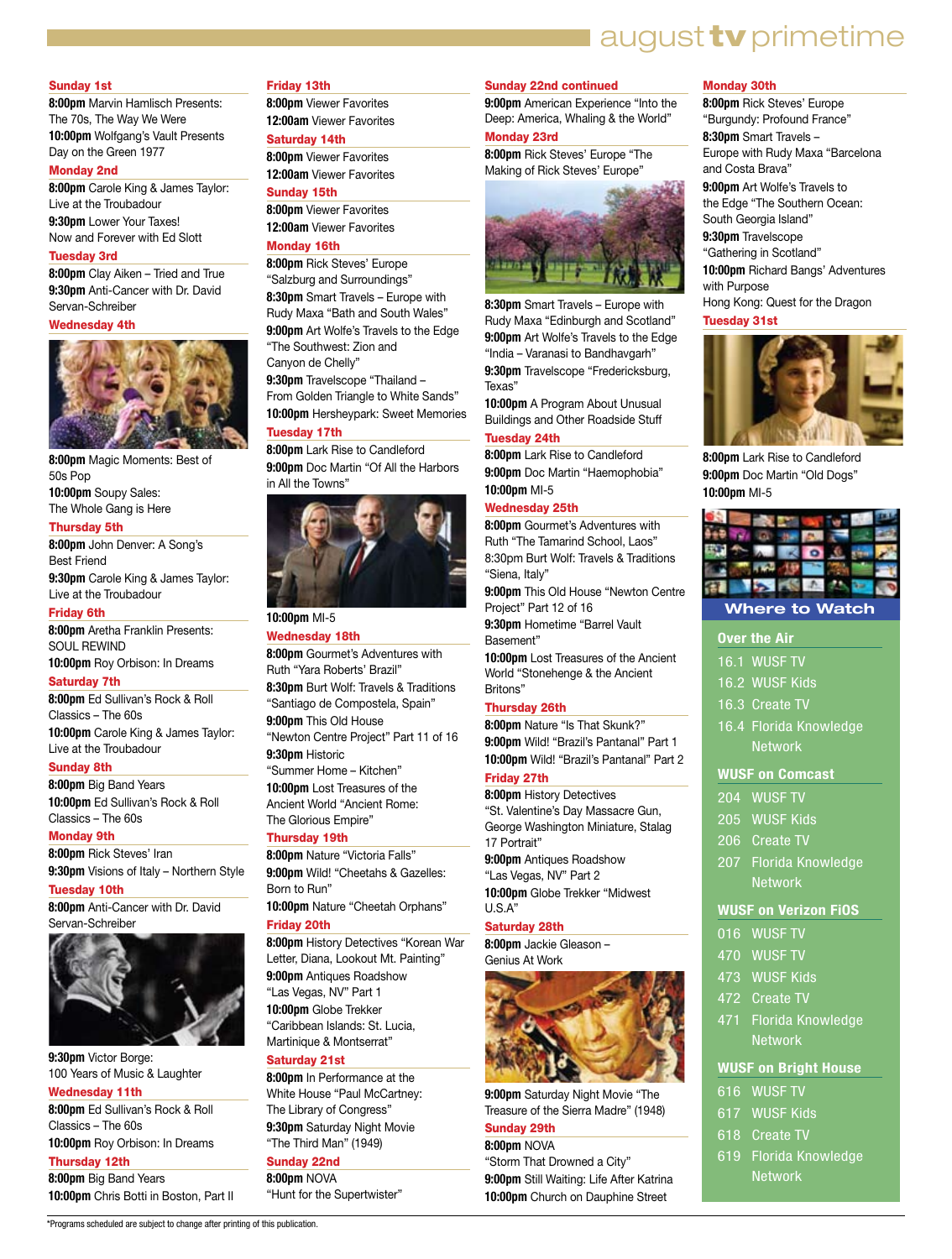# august tv primetime

**Sunday 1st**

**8:00pm** Marvin Hamlisch Presents: The 70s, The Way We Were

**10:00pm** Wolfgang's Vault Presents Day on the Green 1977

**Monday 2nd**

**8:00pm** Carole King & James Taylor: Live at the Troubadour

**9:30pm** Lower Your Taxes! Now and Forever with Ed Slott

**Tuesday 3rd**

**8:00pm** Clay Aiken – Tried and True

**9:30pm** Anti-Cancer with Dr. David Servan-Schreiber

**Wednesday 4th**

**8:00pm** Magic Moments: Best of 50s Pop

**10:00pm** Soupy Sales: The Whole Gang is Here

**Thursday 5th**

**8:00pm** John Denver: A Song's Best Friend

**9:30pm** Carole King & James Taylor: Live at the Troubadour

**Friday 6th**

**8:00pm** Aretha Franklin Presents: SOUL REWIND

**10:00pm** Roy Orbison: In Dreams

**Saturday 7th**

**8:00pm** Ed Sullivan's Rock & Roll Classics – The 60s

**10:00pm** Carole King & James Taylor: Live at the Troubadour

**Sunday 8th**

**8:00pm** Big Band Years

**10:00pm** Ed Sullivan's Rock & Roll Classics – The 60s

**Monday 9th**

**8:00pm** Rick Steves' Iran

**9:30pm** Visions of Italy – Northern Style

**Tuesday 10th**

**8:00pm** Anti-Cancer with Dr. David Servan-Schreiber

**9:30pm** Victor Borge: 100 Years of Music & Laughter

**Wednesday 11th**

**8:00pm** Ed Sullivan's Rock & Roll Classics – The 60s

**10:00pm** Roy Orbison: In Dreams

**Thursday 12th**

**8:00pm** Big Band Years

**10:00pm** Chris Botti in Boston, Part II

**Friday 13th**

**8:00pm** Viewer Favorites

**12:00am** Viewer Favorites

**Saturday 14th**

**8:00pm** Viewer Favorites

**12:00am** Viewer Favorites

**Sunday 15th**

**8:00pm** Viewer Favorites

**12:00am** Viewer Favorites

**Monday 16th**

**8:00pm** Rick Steves' Europe "Salzburg and Surroundings"

**8:30pm** Smart Travels – Europe with Rudy Maxa "Bath and South Wales"

**9:00pm** Art Wolfe's Travels to the Edge "The Southwest: Zion and Canyon de Chelly"

**9:30pm** Travelscope "Thailand – From Golden Triangle to White Sands"

**10:00pm** Hersheypark: Sweet Memories

**Tuesday 17th**

**8:00pm** Lark Rise to Candleford

**9:00pm** Doc Martin "Of All the Harbors in All the Towns"

**10:00pm** MI-5

**Wednesday 18th**

**8:00pm** Gourmet's Adventures with Ruth "Yara Roberts' Brazil"

**8:30pm** Burt Wolf: Travels & Traditions "Santiago de Compostela, Spain"

**9:00pm** This Old House "Newton Centre Project" Part 11 of 16

**9:30pm** Historic "Summer Home – Kitchen"

**10:00pm** Lost Treasures of the Ancient World "Ancient Rome: The Glorious Empire"

**Thursday 19th**

**8:00pm** Nature "Victoria Falls"

**9:00pm** Wild! "Cheetahs & Gazelles: Born to Run"

**10:00pm** Nature "Cheetah Orphans"

**Friday 20th**

**8:00pm** History Detectives "Korean War Letter, Diana, Lookout Mt. Painting"

**9:00pm** Antiques Roadshow "Las Vegas, NV" Part 1

**10:00pm** Globe Trekker "Caribbean Islands: St. Lucia, Martinique & Montserrat"

**Saturday 21st**

**8:00pm** In Performance at the White House "Paul McCartney: The Library of Congress"

**9:30pm** Saturday Night Movie "The Third Man" (1949)

**Sunday 22nd**

**8:00pm** NOVA "Hunt for the Supertwister"

**Sunday 22nd continued**

**9:00pm** American Experience "Into the Deep: America, Whaling & the World"

**Monday 23rd**

**8:00pm** Rick Steves' Europe "The Making of Rick Steves' Europe"

**8:30pm** Smart Travels – Europe with Rudy Maxa "Edinburgh and Scotland"

**9:00pm** Art Wolfe's Travels to the Edge "India – Varanasi to Bandhavgarh"

**9:30pm** Travelscope "Fredericksburg, Texas"

**10:00pm** A Program About Unusual Buildings and Other Roadside Stuff

**Tuesday 24th**

**8:00pm** Lark Rise to Candleford

**9:00pm** Doc Martin "Haemophobia"

**10:00pm** MI-5

**Wednesday 25th**

**8:00pm** Gourmet's Adventures with Ruth "The Tamarind School, Laos"

8:30pm Burt Wolf: Travels & Traditions "Siena, Italy"

**9:00pm** This Old House "Newton Centre Project" Part 12 of 16

**9:30pm** Hometime "Barrel Vault Basement"

**10:00pm** Lost Treasures of the Ancient World "Stonehenge & the Ancient Britons"

**Thursday 26th**

**8:00pm** Nature "Is That Skunk?"

**9:00pm** Wild! "Brazil's Pantanal" Part 1

**10:00pm** Wild! "Brazil's Pantanal" Part 2

**Friday 27th**

**8:00pm** History Detectives "St. Valentine's Day Massacre Gun, George Washington Miniature, Stalag 17 Portrait"

**9:00pm** Antiques Roadshow "Las Vegas, NV" Part 2

**10:00pm** Globe Trekker "Midwest U.S.A"

**Saturday 28th**

**8:00pm** Jackie Gleason – Genius At Work

**9:00pm** Saturday Night Movie "The Treasure of the Sierra Madre" (1948)

**Sunday 29th**

**8:00pm** NOVA "Storm That Drowned a City"

**9:00pm** Still Waiting: Life After Katrina

**10:00pm** Church on Dauphine Street

**Monday 30th**

**8:00pm** Rick Steves' Europe "Burgundy: Profound France"

**8:30pm** Smart Travels – Europe with Rudy Maxa "Barcelona and Costa Brava"

**9:00pm** Art Wolfe's Travels to the Edge "The Southern Ocean: South Georgia Island"

**9:30pm** Travelscope "Gathering in Scotland"

**10:00pm** Richard Bangs' Adventures with Purpose Hong Kong: Quest for the Dragon

**Tuesday 31st**

**8:00pm** Lark Rise to Candleford

**9:00pm** Doc Martin "Old Dogs"

**10:00pm** MI-5

## Where to Watch

**Over the Air**

- 16.1 WUSF TV
- 16.2 WUSF Kids
- 16.3 Create TV
- 16.4 Florida Knowledge Network

**WUSF on Comcast**

- 204 WUSF TV
- 205 WUSF Kids
- 206 Create TV
- 207 Florida Knowledge Network

**WUSF on Verizon FiOS**

- 016 WUSF TV
- 470 WUSF TV
- 473 WUSF Kids
- 472 Create TV
- 471 Florida Knowledge Network

**WUSF on Bright House**

- 616 WUSF TV
- 617 WUSF Kids
- 618 Create TV
- 619 Florida Knowledge Network

*Programs scheduled are subject to change after printing of this publication.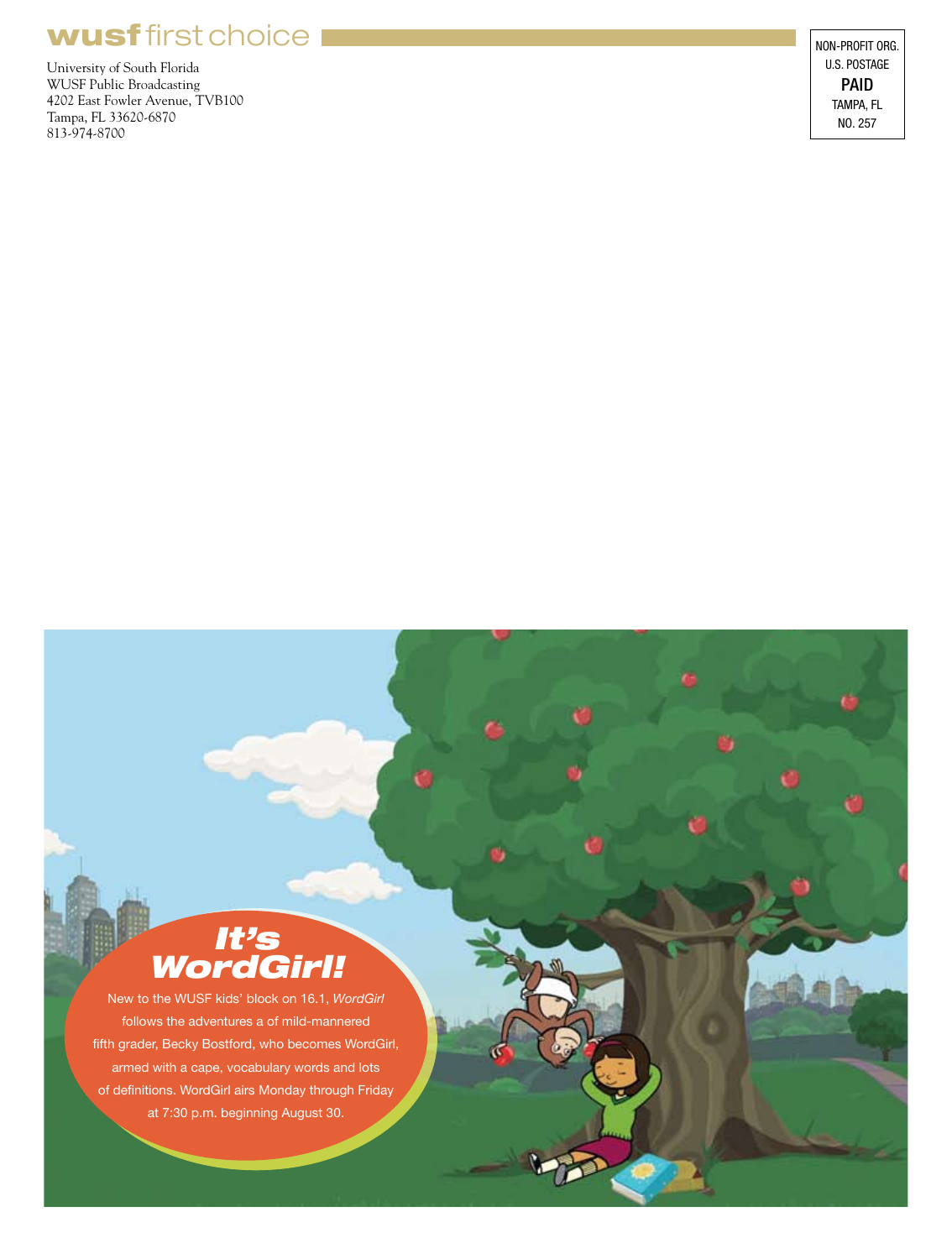**wusf** first choice

University of South Florida
WUSF Public Broadcasting
4202 East Fowler Avenue, TVB100
Tampa, FL 33620-6870
813-974-8700

NON-PROFIT ORG.
U.S. POSTAGE
**PAID**
TAMPA, FL
NO. 257

## *It's WordGirl!*

New to the WUSF kids' block on 16.1, *WordGirl* follows the adventures a of mild-mannered fifth grader, Becky Bostford, who becomes WordGirl, armed with a cape, vocabulary words and lots of definitions. WordGirl airs Monday through Friday at 7:30 p.m. beginning August 30.